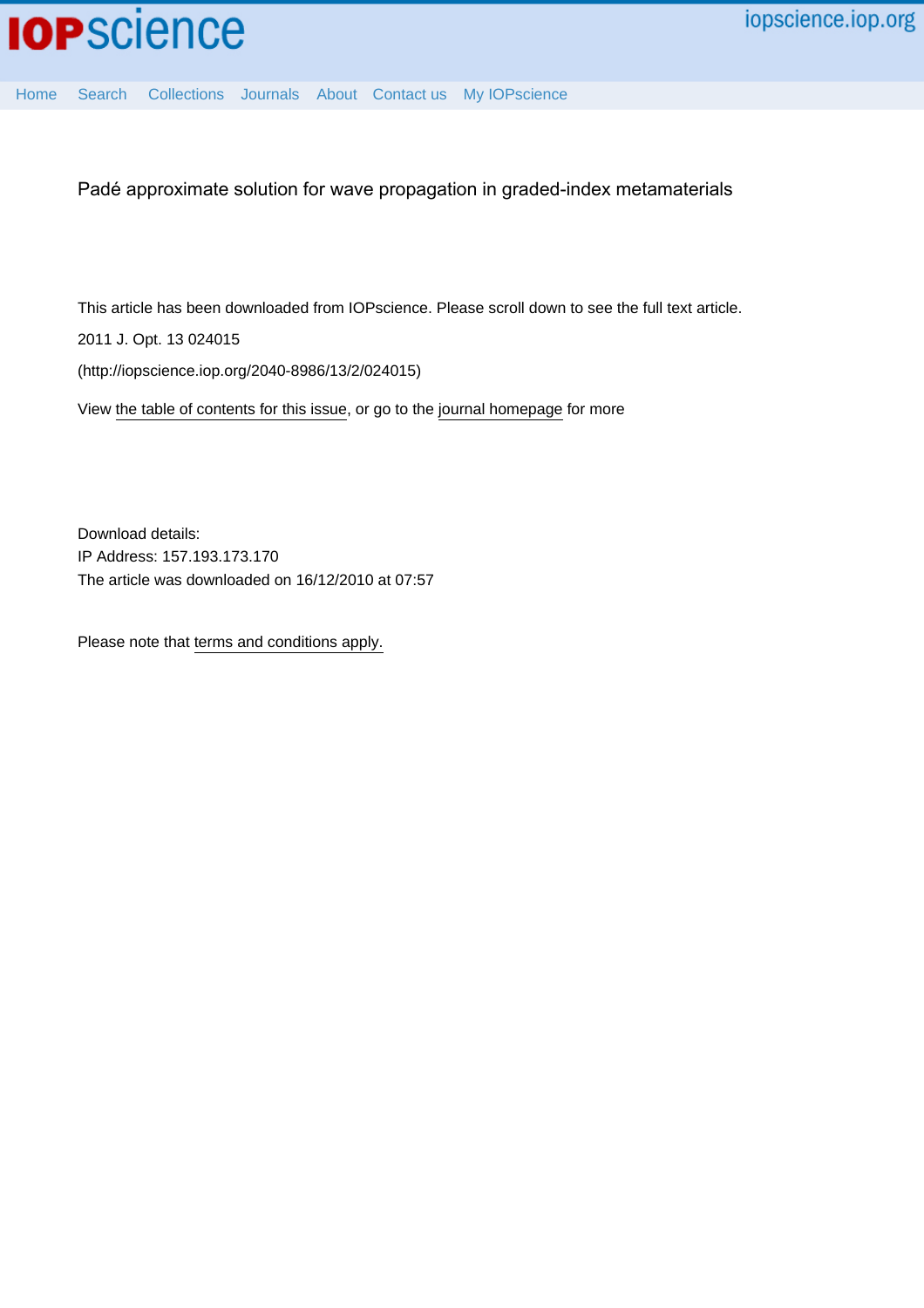# Padé approximate solution for wave propagation in graded-index metamaterials

This article has been downloaded from IOPscience. Please scroll down to see the full text article.

2011 J. Opt. 13 024015

(http://iopscience.iop.org/2040-8986/13/2/024015)

View the table of contents for this issue, or go to the journal homepage for more

Download details:

IP Address: 157.193.173.170

The article was downloaded on 16/12/2010 at 07:57

Please note that terms and conditions apply.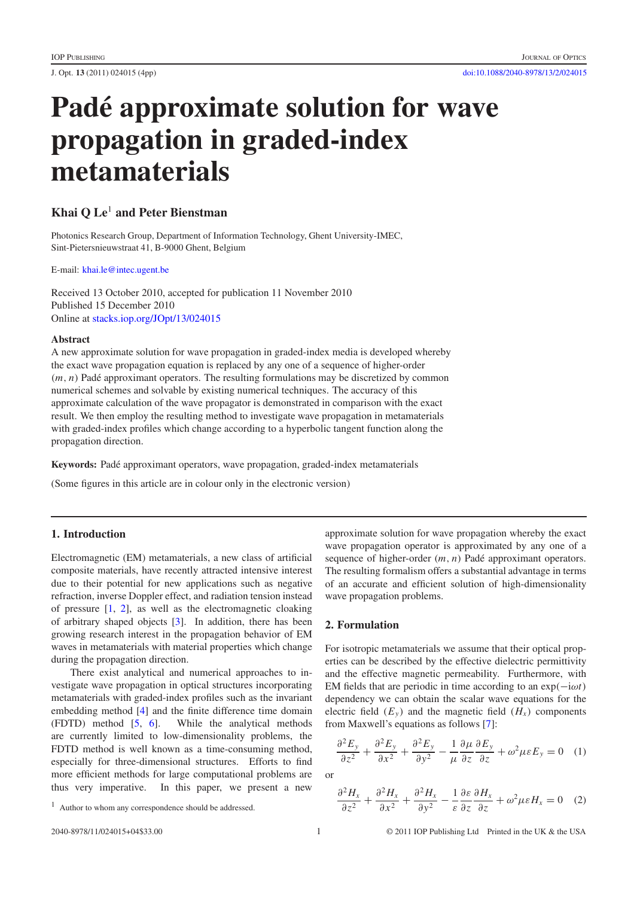# Padé approximate solution for wave propagation in graded-index metamaterials

## Khai Q Le[1] and Peter Bienstman

Photonics Research Group, Department of Information Technology, Ghent University-IMEC, Sint-Pietersnieuwstraat 41, B-9000 Ghent, Belgium

E-mail: khai.le@intec.ugent.be

Received 13 October 2010, accepted for publication 11 November 2010
Published 15 December 2010
Online at stacks.iop.org/JOpt/13/024015

### Abstract

A new approximate solution for wave propagation in graded-index media is developed whereby the exact wave propagation equation is replaced by any one of a sequence of higher-order $(m, n)$ Padé approximant operators. The resulting formulations may be discretized by common numerical schemes and solvable by existing numerical techniques. The accuracy of this approximate calculation of the wave propagator is demonstrated in comparison with the exact result. We then employ the resulting method to investigate wave propagation in metamaterials with graded-index profiles which change according to a hyperbolic tangent function along the propagation direction.

**Keywords:** Padé approximant operators, wave propagation, graded-index metamaterials

(Some figures in this article are in colour only in the electronic version)

## 1. Introduction

Electromagnetic (EM) metamaterials, a new class of artificial composite materials, have recently attracted intensive interest due to their potential for new applications such as negative refraction, inverse Doppler effect, and radiation tension instead of pressure [1, 2], as well as the electromagnetic cloaking of arbitrary shaped objects [3]. In addition, there has been growing research interest in the propagation behavior of EM waves in metamaterials with material properties which change during the propagation direction.

There exist analytical and numerical approaches to investigate wave propagation in optical structures incorporating metamaterials with graded-index profiles such as the invariant embedding method [4] and the finite difference time domain (FDTD) method [5, 6]. While the analytical methods are currently limited to low-dimensionality problems, the FDTD method is well known as a time-consuming method, especially for three-dimensional structures. Efforts to find more efficient methods for large computational problems are thus very imperative. In this paper, we present a new approximate solution for wave propagation whereby the exact wave propagation operator is approximated by any one of a sequence of higher-order $(m, n)$ Padé approximant operators. The resulting formalism offers a substantial advantage in terms of an accurate and efficient solution of high-dimensionality wave propagation problems.

[1] Author to whom any correspondence should be addressed.

## 2. Formulation

For isotropic metamaterials we assume that their optical properties can be described by the effective dielectric permittivity and the effective magnetic permeability. Furthermore, with EM fields that are periodic in time according to an $\exp(-i\omega t)$ dependency we can obtain the scalar wave equations for the electric field $(E_y)$ and the magnetic field $(H_x)$ components from Maxwell's equations as follows [7]:

$$\frac{\partial^2 E_y}{\partial z^2} + \frac{\partial^2 E_y}{\partial x^2} + \frac{\partial^2 E_y}{\partial y^2} - \frac{1}{\mu}\frac{\partial \mu}{\partial z}\frac{\partial E_y}{\partial z} + \omega^2 \mu\varepsilon E_y = 0 \quad (1)$$

or

$$\frac{\partial^2 H_x}{\partial z^2} + \frac{\partial^2 H_x}{\partial x^2} + \frac{\partial^2 H_x}{\partial y^2} - \frac{1}{\varepsilon}\frac{\partial \varepsilon}{\partial z}\frac{\partial H_x}{\partial z} + \omega^2 \mu\varepsilon H_x = 0 \quad (2)$$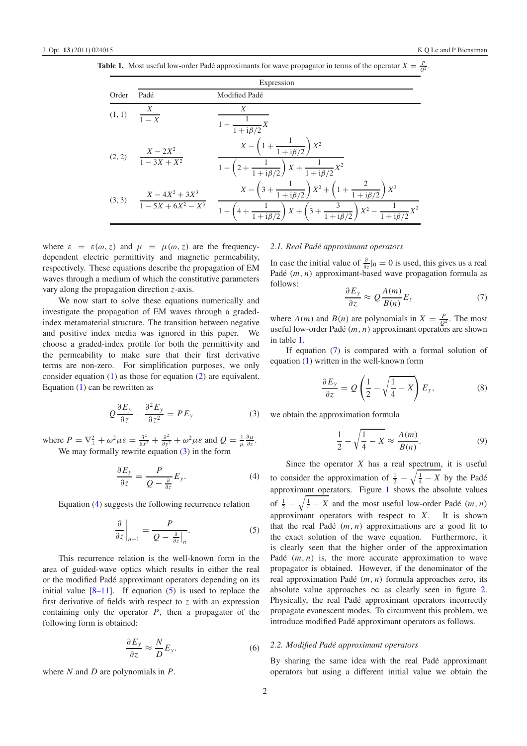**Table 1.** Most useful low-order Padé approximants for wave propagator in terms of the operator $X = \frac{P}{Q^2}$.

| | Expression | |
|---|---|---|
| Order | Padé | Modified Padé |
| (1, 1) | $\dfrac{X}{1-X}$ | $\dfrac{X}{1-\dfrac{1}{1+\mathrm{i}\beta/2}X}$ |
| (2, 2) | $\dfrac{X-2X^2}{1-3X+X^2}$ | $\dfrac{X-\left(1+\dfrac{1}{1+\mathrm{i}\beta/2}\right)X^2}{1-\left(2+\dfrac{1}{1+\mathrm{i}\beta/2}\right)X+\dfrac{1}{1+\mathrm{i}\beta/2}X^2}$ |
| (3, 3) | $\dfrac{X-4X^2+3X^3}{1-5X+6X^2-X^3}$ | $\dfrac{X-\left(3+\dfrac{1}{1+\mathrm{i}\beta/2}\right)X^2+\left(1+\dfrac{2}{1+\mathrm{i}\beta/2}\right)X^3}{1-\left(4+\dfrac{1}{1+\mathrm{i}\beta/2}\right)X+\left(3+\dfrac{3}{1+\mathrm{i}\beta/2}\right)X^2-\dfrac{1}{1+\mathrm{i}\beta/2}X^3}$ |

where $\varepsilon = \varepsilon(\omega, z)$ and $\mu = \mu(\omega, z)$ are the frequency-dependent electric permittivity and magnetic permeability, respectively. These equations describe the propagation of EM waves through a medium of which the constitutive parameters vary along the propagation direction $z$-axis.

We now start to solve these equations numerically and investigate the propagation of EM waves through a graded-index metamaterial structure. The transition between negative and positive index media was ignored in this paper. We choose a graded-index profile for both the permittivity and the permeability to make sure that their first derivative terms are non-zero. For simplification purposes, we only consider equation (1) as those for equation (2) are equivalent. Equation (1) can be rewritten as

$$Q\frac{\partial E_y}{\partial z} - \frac{\partial^2 E_y}{\partial z^2} = PE_y \tag{3}$$

where $P = \nabla_\perp^2 + \omega^2\mu\varepsilon = \frac{\partial^2}{\partial x^2} + \frac{\partial^2}{\partial y^2} + \omega^2\mu\varepsilon$ and $Q = \frac{1}{\mu}\frac{\partial\mu}{\partial z}$.

We may formally rewrite equation (3) in the form

$$\frac{\partial E_y}{\partial z} = \frac{P}{Q - \frac{\partial}{\partial z}}E_y. \tag{4}$$

Equation (4) suggests the following recurrence relation

$$\left.\frac{\partial}{\partial z}\right|_{n+1} = \frac{P}{Q - \left.\frac{\partial}{\partial z}\right|_n}. \tag{5}$$

This recurrence relation is the well-known form in the area of guided-wave optics which results in either the real or the modified Padé approximant operators depending on its initial value [8–11]. If equation (5) is used to replace the first derivative of fields with respect to $z$ with an expression containing only the operator $P$, then a propagator of the following form is obtained:

$$\frac{\partial E_y}{\partial z} \approx \frac{N}{D}E_y. \tag{6}$$

where $N$ and $D$ are polynomials in $P$.

### 2.1. Real Padé approximant operators

In case the initial value of $\frac{\partial}{\partial z}|_0 = 0$ is used, this gives us a real Padé $(m, n)$ approximant-based wave propagation formula as follows:

$$\frac{\partial E_y}{\partial z} \approx Q\frac{A(m)}{B(n)}E_y \tag{7}$$

where $A(m)$ and $B(n)$ are polynomials in $X = \frac{P}{Q^2}$. The most useful low-order Padé $(m, n)$ approximant operators are shown in table 1.

If equation (7) is compared with a formal solution of equation (1) written in the well-known form

$$\frac{\partial E_y}{\partial z} = Q\left(\frac{1}{2} - \sqrt{\frac{1}{4} - X}\right)E_y, \tag{8}$$

we obtain the approximation formula

$$\frac{1}{2} - \sqrt{\frac{1}{4} - X} \approx \frac{A(m)}{B(n)}. \tag{9}$$

Since the operator $X$ has a real spectrum, it is useful to consider the approximation of $\frac{1}{2} - \sqrt{\frac{1}{4} - X}$ by the Padé approximant operators. Figure 1 shows the absolute values of $\frac{1}{2} - \sqrt{\frac{1}{4} - X}$ and the most useful low-order Padé $(m, n)$ approximant operators with respect to $X$. It is shown that the real Padé $(m, n)$ approximations are a good fit to the exact solution of the wave equation. Furthermore, it is clearly seen that the higher order of the approximation Padé $(m, n)$ is, the more accurate approximation to wave propagator is obtained. However, if the denominator of the real approximation Padé $(m, n)$ formula approaches zero, its absolute value approaches $\infty$ as clearly seen in figure 2. Physically, the real Padé approximant operators incorrectly propagate evanescent modes. To circumvent this problem, we introduce modified Padé approximant operators as follows.

### 2.2. Modified Padé approximant operators

By sharing the same idea with the real Padé approximant operators but using a different initial value we obtain the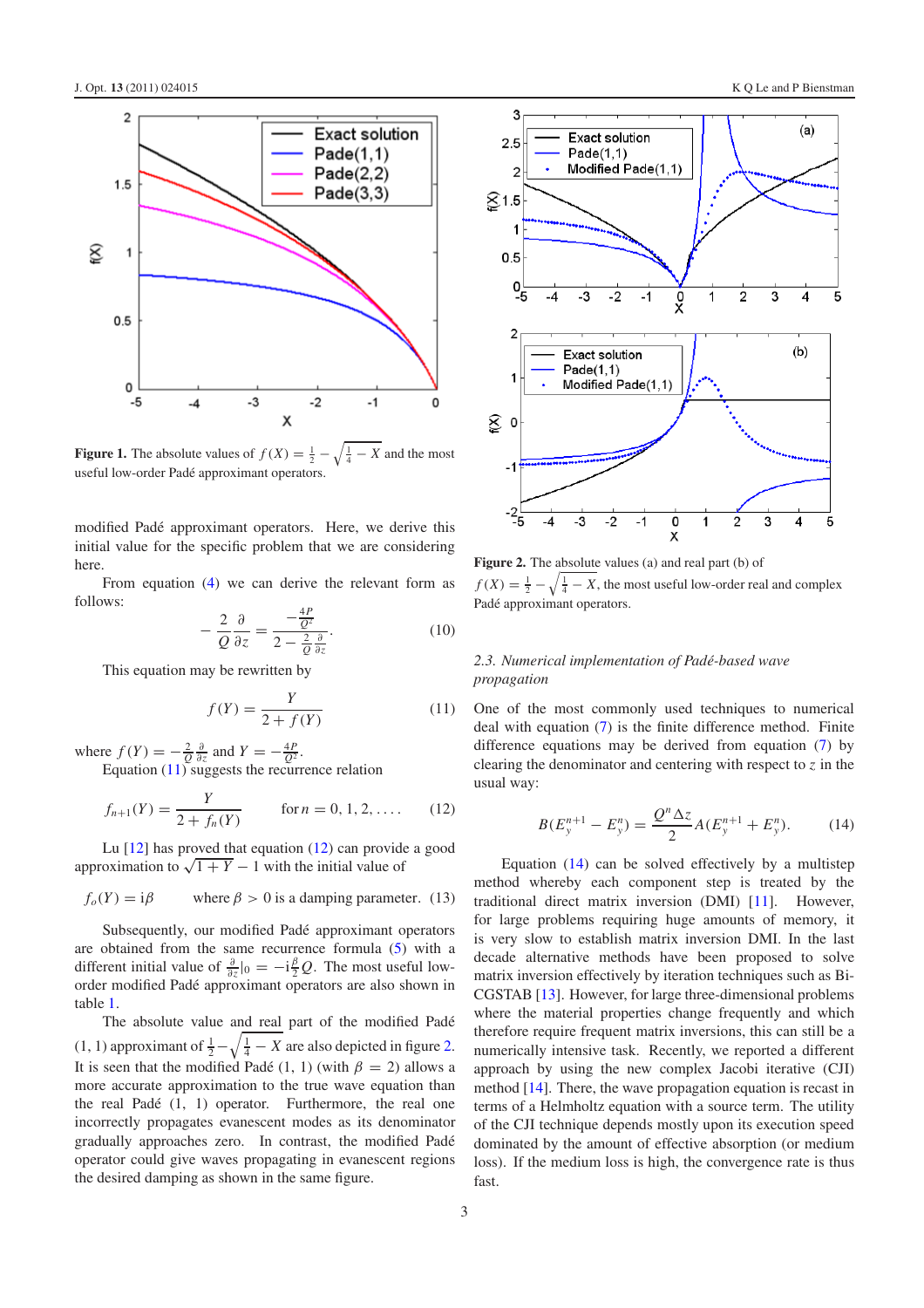Figure 1. The absolute values of $f(X) = \frac{1}{2} - \sqrt{\frac{1}{4} - X}$ and the most useful low-order Padé approximant operators.

modified Padé approximant operators. Here, we derive this initial value for the specific problem that we are considering here.

From equation (4) we can derive the relevant form as follows:

$$-\frac{2}{Q}\frac{\partial}{\partial z} = \frac{-\frac{4P}{Q^2}}{2 - \frac{2}{Q}\frac{\partial}{\partial z}}. \tag{10}$$

This equation may be rewritten by

$$f(Y) = \frac{Y}{2 + f(Y)} \tag{11}$$

where $f(Y) = -\frac{2}{Q}\frac{\partial}{\partial z}$ and $Y = -\frac{4P}{Q^2}$.

Equation (11) suggests the recurrence relation

$$f_{n+1}(Y) = \frac{Y}{2 + f_n(Y)} \qquad \text{for } n = 0, 1, 2, \ldots. \tag{12}$$

Lu [12] has proved that equation (12) can provide a good approximation to $\sqrt{1+Y} - 1$ with the initial value of

$$f_o(Y) = \mathrm{i}\beta \qquad \text{where } \beta > 0 \text{ is a damping parameter.} \tag{13}$$

Subsequently, our modified Padé approximant operators are obtained from the same recurrence formula (5) with a different initial value of $\frac{\partial}{\partial z}|_0 = -\mathrm{i}\frac{\beta}{2}Q$. The most useful low-order modified Padé approximant operators are also shown in table 1.

The absolute value and real part of the modified Padé (1, 1) approximant of $\frac{1}{2} - \sqrt{\frac{1}{4} - X}$ are also depicted in figure 2. It is seen that the modified Padé (1, 1) (with $\beta = 2$) allows a more accurate approximation to the true wave equation than the real Padé (1, 1) operator. Furthermore, the real one incorrectly propagates evanescent modes as its denominator gradually approaches zero. In contrast, the modified Padé operator could give waves propagating in evanescent regions the desired damping as shown in the same figure.

Figure 2. The absolute values (a) and real part (b) of $f(X) = \frac{1}{2} - \sqrt{\frac{1}{4} - X}$, the most useful low-order real and complex Padé approximant operators.

### 2.3. Numerical implementation of Padé-based wave propagation

One of the most commonly used techniques to numerical deal with equation (7) is the finite difference method. Finite difference equations may be derived from equation (7) by clearing the denominator and centering with respect to $z$ in the usual way:

$$B(E_y^{n+1} - E_y^n) = \frac{Q^n \Delta z}{2} A(E_y^{n+1} + E_y^n). \tag{14}$$

Equation (14) can be solved effectively by a multistep method whereby each component step is treated by the traditional direct matrix inversion (DMI) [11]. However, for large problems requiring huge amounts of memory, it is very slow to establish matrix inversion DMI. In the last decade alternative methods have been proposed to solve matrix inversion effectively by iteration techniques such as Bi-CGSTAB [13]. However, for large three-dimensional problems where the material properties change frequently and which therefore require frequent matrix inversions, this can still be a numerically intensive task. Recently, we reported a different approach by using the new complex Jacobi iterative (CJI) method [14]. There, the wave propagation equation is recast in terms of a Helmholtz equation with a source term. The utility of the CJI technique depends mostly upon its execution speed dominated by the amount of effective absorption (or medium loss). If the medium loss is high, the convergence rate is thus fast.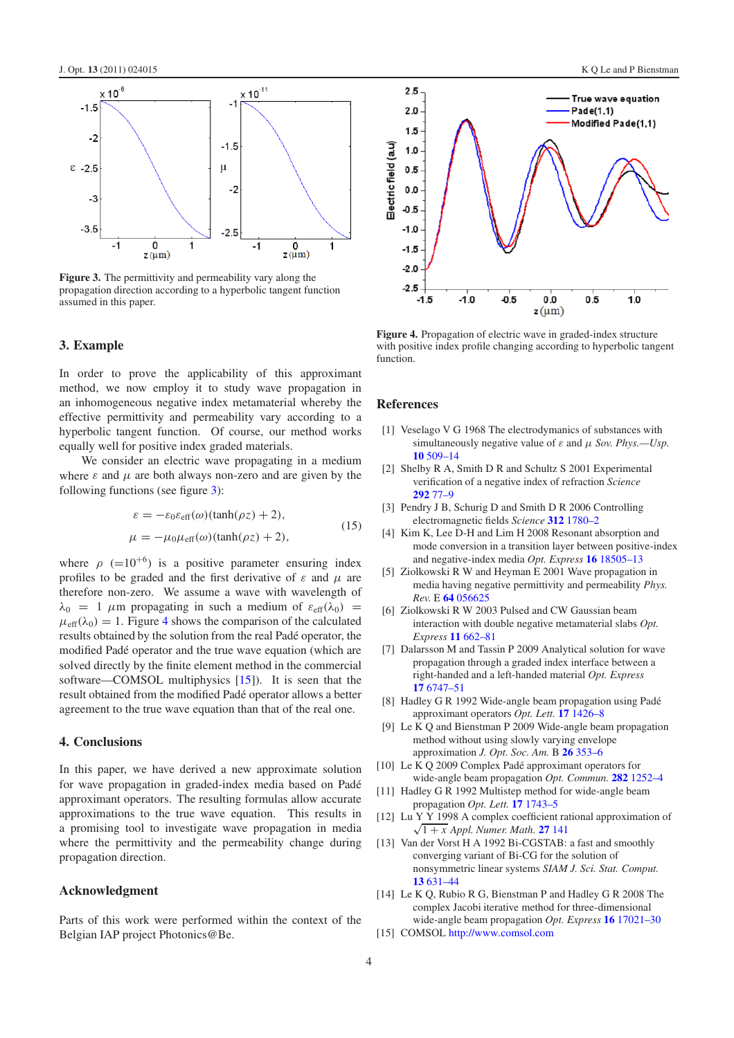x 10^-6

-1.5

-2

ε -2.5

-3

-3.5

-1 0 1

z (μm)

x 10^11

-1

-1.5

μ

-2

-2.5

-1 0 1

z (μm)

**Figure 3.** The permittivity and permeability vary along the propagation direction according to a hyperbolic tangent function assumed in this paper.

## 3. Example

In order to prove the applicability of this approximant method, we now employ it to study wave propagation in an inhomogeneous negative index metamaterial whereby the effective permittivity and permeability vary according to a hyperbolic tangent function. Of course, our method works equally well for positive index graded materials.

We consider an electric wave propagating in a medium where $\varepsilon$ and $\mu$ are both always non-zero and are given by the following functions (see figure 3):

$$
\begin{aligned}
\varepsilon &= -\varepsilon_0 \varepsilon_{\text{eff}}(\omega)(\tanh(\rho z) + 2), \\
\mu &= -\mu_0 \mu_{\text{eff}}(\omega)(\tanh(\rho z) + 2),
\end{aligned}
\tag{15}
$$

where $\rho$ $(=10^{+6})$ is a positive parameter ensuring index profiles to be graded and the first derivative of $\varepsilon$ and $\mu$ are therefore non-zero. We assume a wave with wavelength of $\lambda_0 = 1$ $\mu$m propagating in such a medium of $\varepsilon_{\text{eff}}(\lambda_0) = \mu_{\text{eff}}(\lambda_0) = 1$. Figure 4 shows the comparison of the calculated results obtained by the solution from the real Padé operator, the modified Padé operator and the true wave equation (which are solved directly by the finite element method in the commercial software—COMSOL multiphysics [15]). It is seen that the result obtained from the modified Padé operator allows a better agreement to the true wave equation than that of the real one.

## 4. Conclusions

In this paper, we have derived a new approximate solution for wave propagation in graded-index media based on Padé approximant operators. The resulting formulas allow accurate approximations to the true wave equation. This results in a promising tool to investigate wave propagation in media where the permittivity and the permeability change during propagation direction.

## Acknowledgment

Parts of this work were performed within the context of the Belgian IAP project Photonics@Be.

Electric field (a.u)

2.5 2.0 1.5 1.0 0.5 0.0 -0.5 -1.0 -1.5 -2.0 -2.5

True wave equation
Pade(1,1)
Modified Pade(1,1)

-1.5 -1.0 -0.5 0.0 0.5 1.0

z (μm)

**Figure 4.** Propagation of electric wave in graded-index structure with positive index profile changing according to hyperbolic tangent function.

## References

[1] Veselago V G 1968 The electrodynamics of substances with simultaneously negative value of $\varepsilon$ and $\mu$ *Sov. Phys.—Usp.* **10** 509–14

[2] Shelby R A, Smith D R and Schultz S 2001 Experimental verification of a negative index of refraction *Science* **292** 77–9

[3] Pendry J B, Schurig D and Smith D R 2006 Controlling electromagnetic fields *Science* **312** 1780–2

[4] Kim K, Lee D-H and Lim H 2008 Resonant absorption and mode conversion in a transition layer between positive-index and negative-index media *Opt. Express* **16** 18505–13

[5] Ziolkowski R W and Heyman E 2001 Wave propagation in media having negative permittivity and permeability *Phys. Rev.* E **64** 056625

[6] Ziolkowski R W 2003 Pulsed and CW Gaussian beam interaction with double negative metamaterial slabs *Opt. Express* **11** 662–81

[7] Dalarsson M and Tassin P 2009 Analytical solution for wave propagation through a graded index interface between a right-handed and a left-handed material *Opt. Express* **17** 6747–51

[8] Hadley G R 1992 Wide-angle beam propagation using Padé approximant operators *Opt. Lett.* **17** 1426–8

[9] Le K Q and Bienstman P 2009 Wide-angle beam propagation method without using slowly varying envelope approximation *J. Opt. Soc. Am.* B **26** 353–6

[10] Le K Q 2009 Complex Padé approximant operators for wide-angle beam propagation *Opt. Commun.* **282** 1252–4

[11] Hadley G R 1992 Multistep method for wide-angle beam propagation *Opt. Lett.* **17** 1743–5

[12] Lu Y Y 1998 A complex coefficient rational approximation of $\sqrt{1+x}$ *Appl. Numer. Math.* **27** 141

[13] Van der Vorst H A 1992 Bi-CGSTAB: a fast and smoothly converging variant of Bi-CG for the solution of nonsymmetric linear systems *SIAM J. Sci. Stat. Comput.* **13** 631–44

[14] Le K Q, Rubio R G, Bienstman P and Hadley G R 2008 The complex Jacobi iterative method for three-dimensional wide-angle beam propagation *Opt. Express* **16** 17021–30

[15] COMSOL http://www.comsol.com